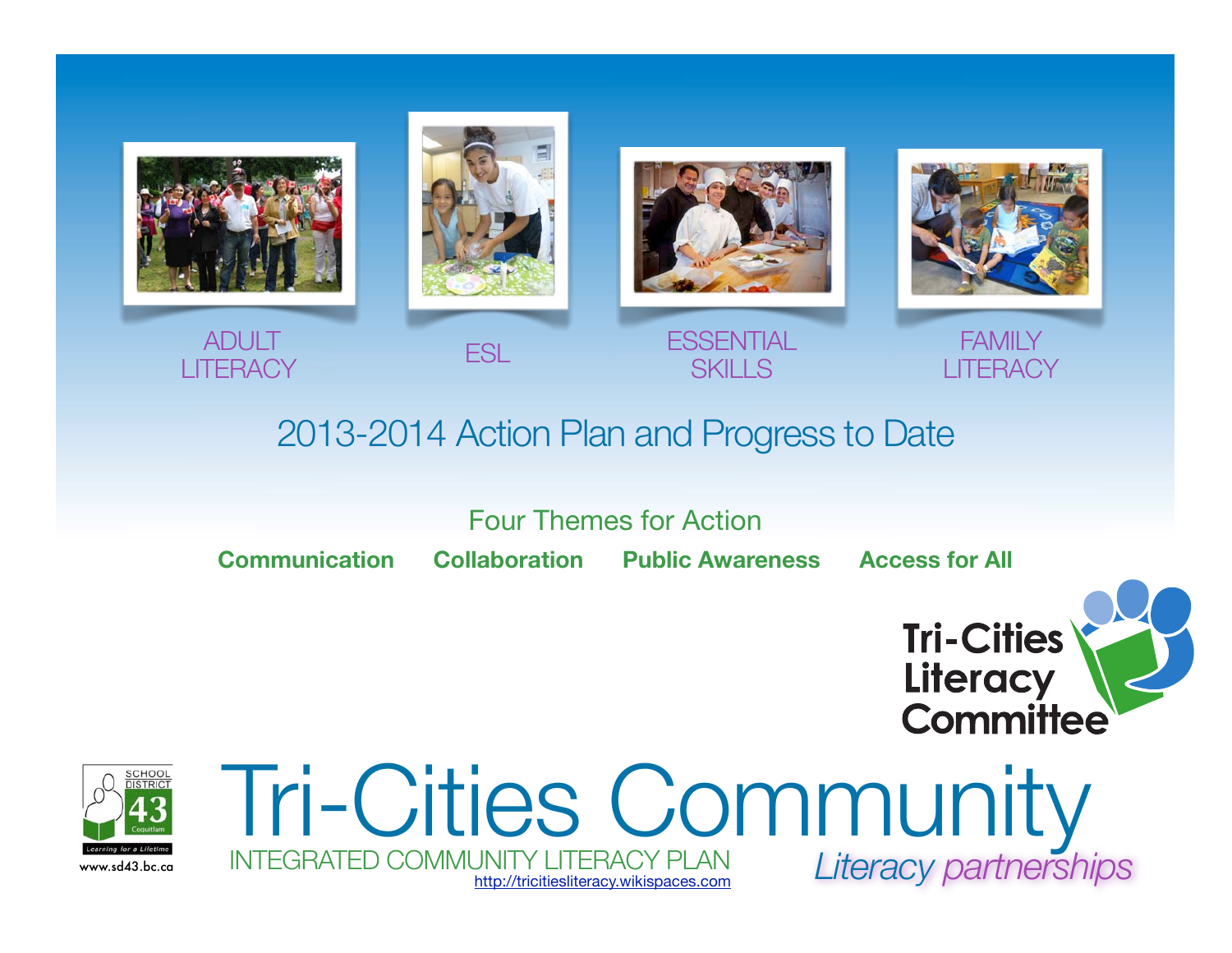ADULT LITERACY

ESL

ESSENTIAL SKILLS

FAMILY LITERACY

## 2013-2014 Action Plan and Progress to Date

Four Themes for Action

**Communication** **Collaboration** **Public Awareness** **Access for All**

Tri-Cities Literacy Committee

SCHOOL DISTRICT 43 Coquitlam

Learning for a Lifetime

www.sd43.bc.ca

# Tri-Cities Community

INTEGRATED COMMUNITY LITERACY PLAN

http://tricitiesliteracy.wikispaces.com

*Literacy partnerships*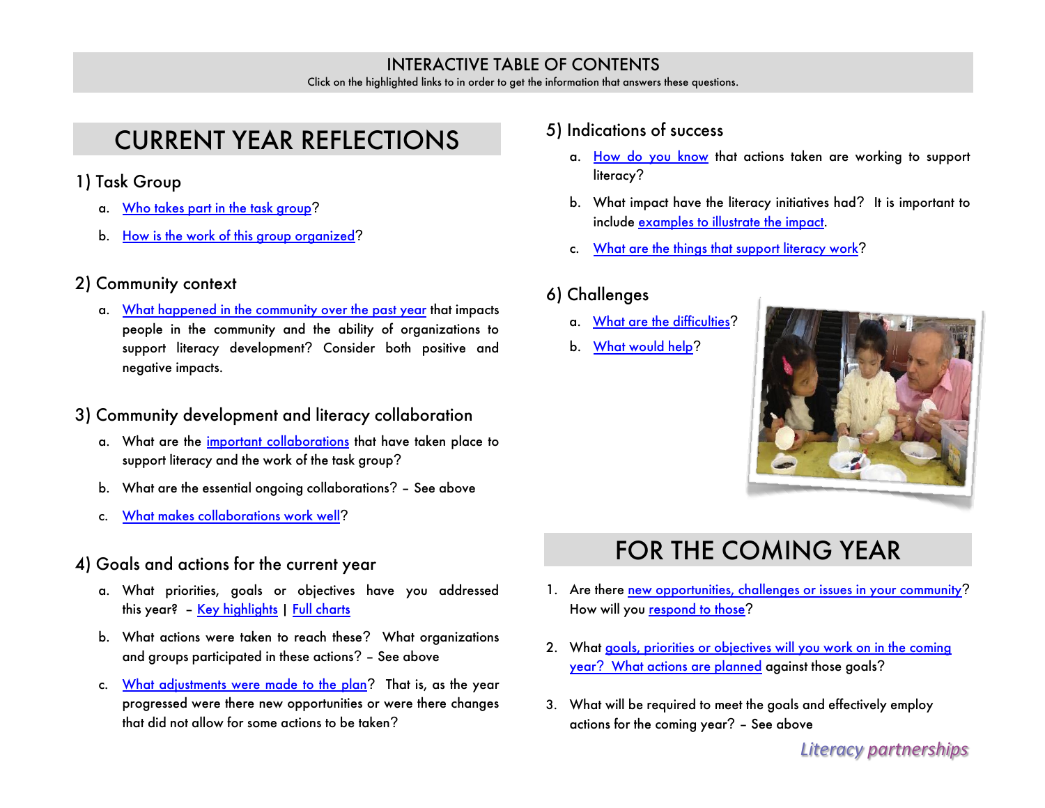# INTERACTIVE TABLE OF CONTENTS

Click on the highlighted links to in order to get the information that answers these questions.

## CURRENT YEAR REFLECTIONS

### 1) Task Group

a. Who takes part in the task group?

b. How is the work of this group organized?

### 2) Community context

a. What happened in the community over the past year that impacts people in the community and the ability of organizations to support literacy development? Consider both positive and negative impacts.

### 3) Community development and literacy collaboration

a. What are the important collaborations that have taken place to support literacy and the work of the task group?

b. What are the essential ongoing collaborations? – See above

c. What makes collaborations work well?

### 4) Goals and actions for the current year

a. What priorities, goals or objectives have you addressed this year? – Key highlights | Full charts

b. What actions were taken to reach these? What organizations and groups participated in these actions? – See above

c. What adjustments were made to the plan? That is, as the year progressed were there new opportunities or were there changes that did not allow for some actions to be taken?

### 5) Indications of success

a. How do you know that actions taken are working to support literacy?

b. What impact have the literacy initiatives had? It is important to include examples to illustrate the impact.

c. What are the things that support literacy work?

### 6) Challenges

a. What are the difficulties?

b. What would help?

## FOR THE COMING YEAR

1. Are there new opportunities, challenges or issues in your community? How will you respond to those?

2. What goals, priorities or objectives will you work on in the coming year? What actions are planned against those goals?

3. What will be required to meet the goals and effectively employ actions for the coming year? – See above

*Literacy partnerships*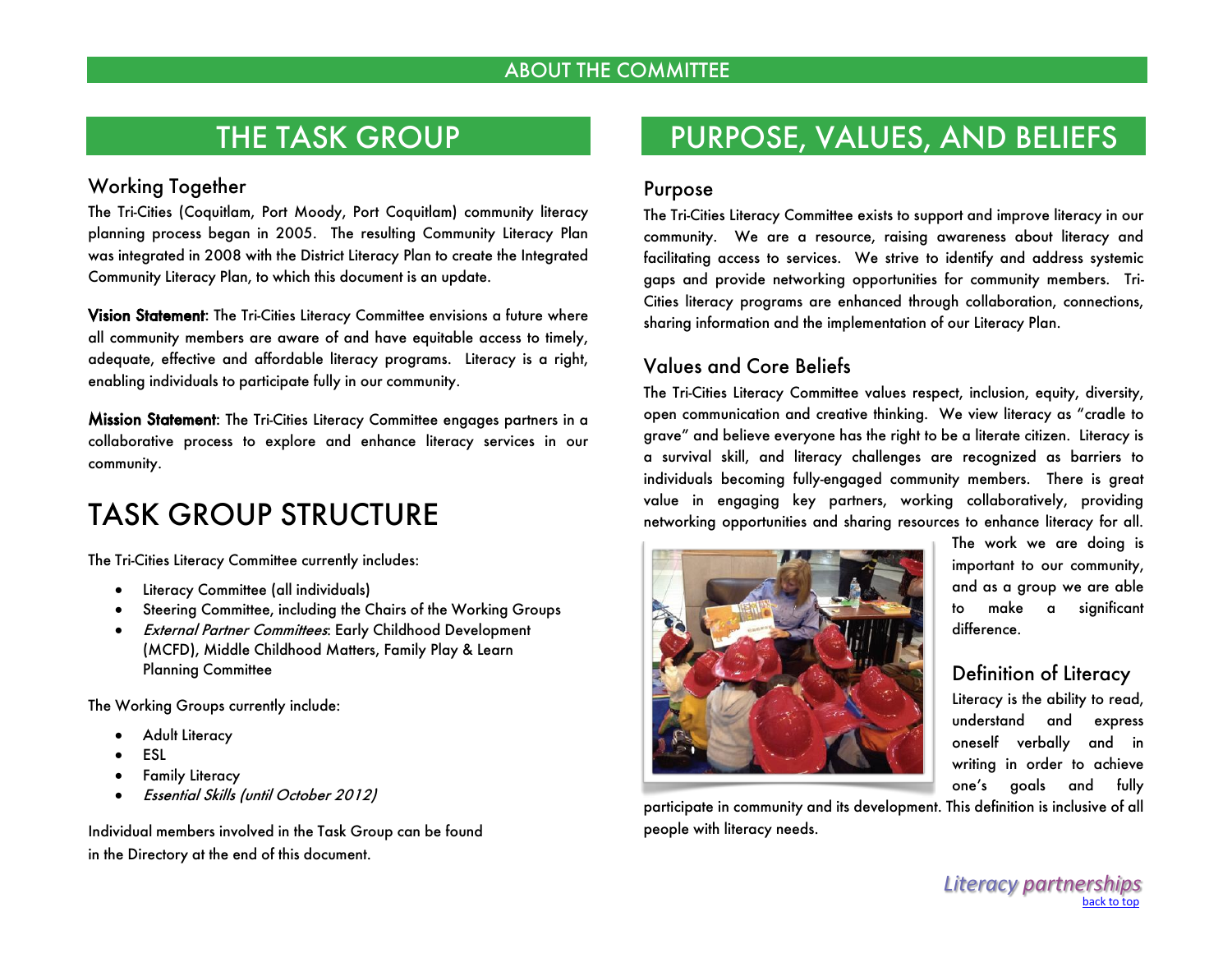## ABOUT THE COMMITTEE

# THE TASK GROUP

### Working Together

The Tri-Cities (Coquitlam, Port Moody, Port Coquitlam) community literacy planning process began in 2005. The resulting Community Literacy Plan was integrated in 2008 with the District Literacy Plan to create the Integrated Community Literacy Plan, to which this document is an update.

**Vision Statement**: The Tri-Cities Literacy Committee envisions a future where all community members are aware of and have equitable access to timely, adequate, effective and affordable literacy programs. Literacy is a right, enabling individuals to participate fully in our community.

**Mission Statement**: The Tri-Cities Literacy Committee engages partners in a collaborative process to explore and enhance literacy services in our community.

# TASK GROUP STRUCTURE

The Tri-Cities Literacy Committee currently includes:

- Literacy Committee (all individuals)
- Steering Committee, including the Chairs of the Working Groups
- *External Partner Committees*: Early Childhood Development (MCFD), Middle Childhood Matters, Family Play & Learn Planning Committee

The Working Groups currently include:

- Adult Literacy
- ESL
- Family Literacy
- *Essential Skills (until October 2012)*

Individual members involved in the Task Group can be found in the Directory at the end of this document.

# PURPOSE, VALUES, AND BELIEFS

### Purpose

The Tri-Cities Literacy Committee exists to support and improve literacy in our community. We are a resource, raising awareness about literacy and facilitating access to services. We strive to identify and address systemic gaps and provide networking opportunities for community members. Tri-Cities literacy programs are enhanced through collaboration, connections, sharing information and the implementation of our Literacy Plan.

### Values and Core Beliefs

The Tri-Cities Literacy Committee values respect, inclusion, equity, diversity, open communication and creative thinking. We view literacy as "cradle to grave" and believe everyone has the right to be a literate citizen. Literacy is a survival skill, and literacy challenges are recognized as barriers to individuals becoming fully-engaged community members. There is great value in engaging key partners, working collaboratively, providing networking opportunities and sharing resources to enhance literacy for all. The work we are doing is important to our community, and as a group we are able to make a significant difference.

### Definition of Literacy

Literacy is the ability to read, understand and express oneself verbally and in writing in order to achieve one's goals and fully participate in community and its development. This definition is inclusive of all people with literacy needs.

*Literacy partnerships*

back to top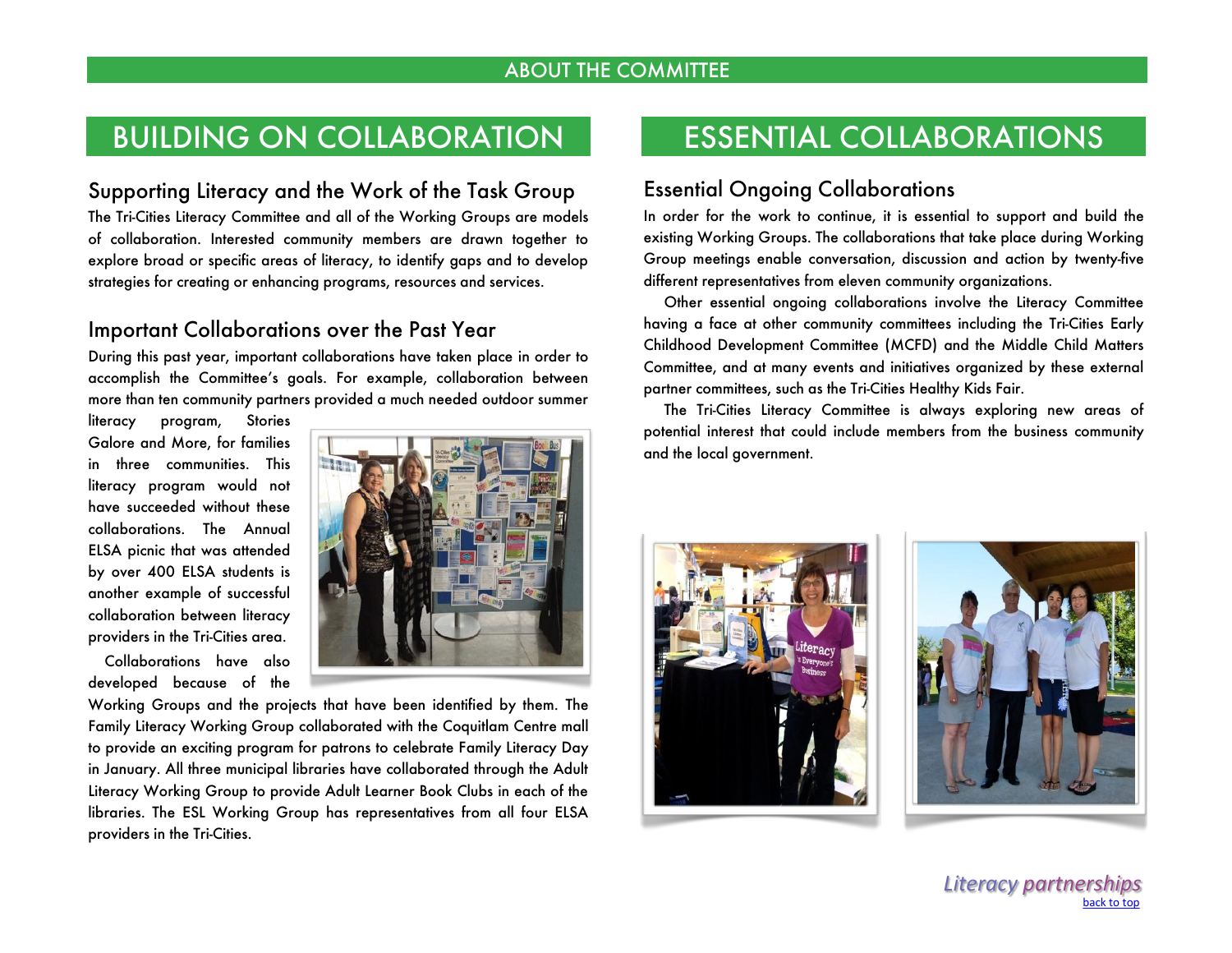ABOUT THE COMMITTEE

# BUILDING ON COLLABORATION

## Supporting Literacy and the Work of the Task Group

The Tri-Cities Literacy Committee and all of the Working Groups are models of collaboration. Interested community members are drawn together to explore broad or specific areas of literacy, to identify gaps and to develop strategies for creating or enhancing programs, resources and services.

## Important Collaborations over the Past Year

During this past year, important collaborations have taken place in order to accomplish the Committee's goals. For example, collaboration between more than ten community partners provided a much needed outdoor summer literacy program, Stories Galore and More, for families in three communities. This literacy program would not have succeeded without these collaborations. The Annual ELSA picnic that was attended by over 400 ELSA students is another example of successful collaboration between literacy providers in the Tri-Cities area.

Collaborations have also developed because of the Working Groups and the projects that have been identified by them. The Family Literacy Working Group collaborated with the Coquitlam Centre mall to provide an exciting program for patrons to celebrate Family Literacy Day in January. All three municipal libraries have collaborated through the Adult Literacy Working Group to provide Adult Learner Book Clubs in each of the libraries. The ESL Working Group has representatives from all four ELSA providers in the Tri-Cities.

# ESSENTIAL COLLABORATIONS

## Essential Ongoing Collaborations

In order for the work to continue, it is essential to support and build the existing Working Groups. The collaborations that take place during Working Group meetings enable conversation, discussion and action by twenty-five different representatives from eleven community organizations.

Other essential ongoing collaborations involve the Literacy Committee having a face at other community committees including the Tri-Cities Early Childhood Development Committee (MCFD) and the Middle Child Matters Committee, and at many events and initiatives organized by these external partner committees, such as the Tri-Cities Healthy Kids Fair.

The Tri-Cities Literacy Committee is always exploring new areas of potential interest that could include members from the business community and the local government.

*Literacy partnerships*

back to top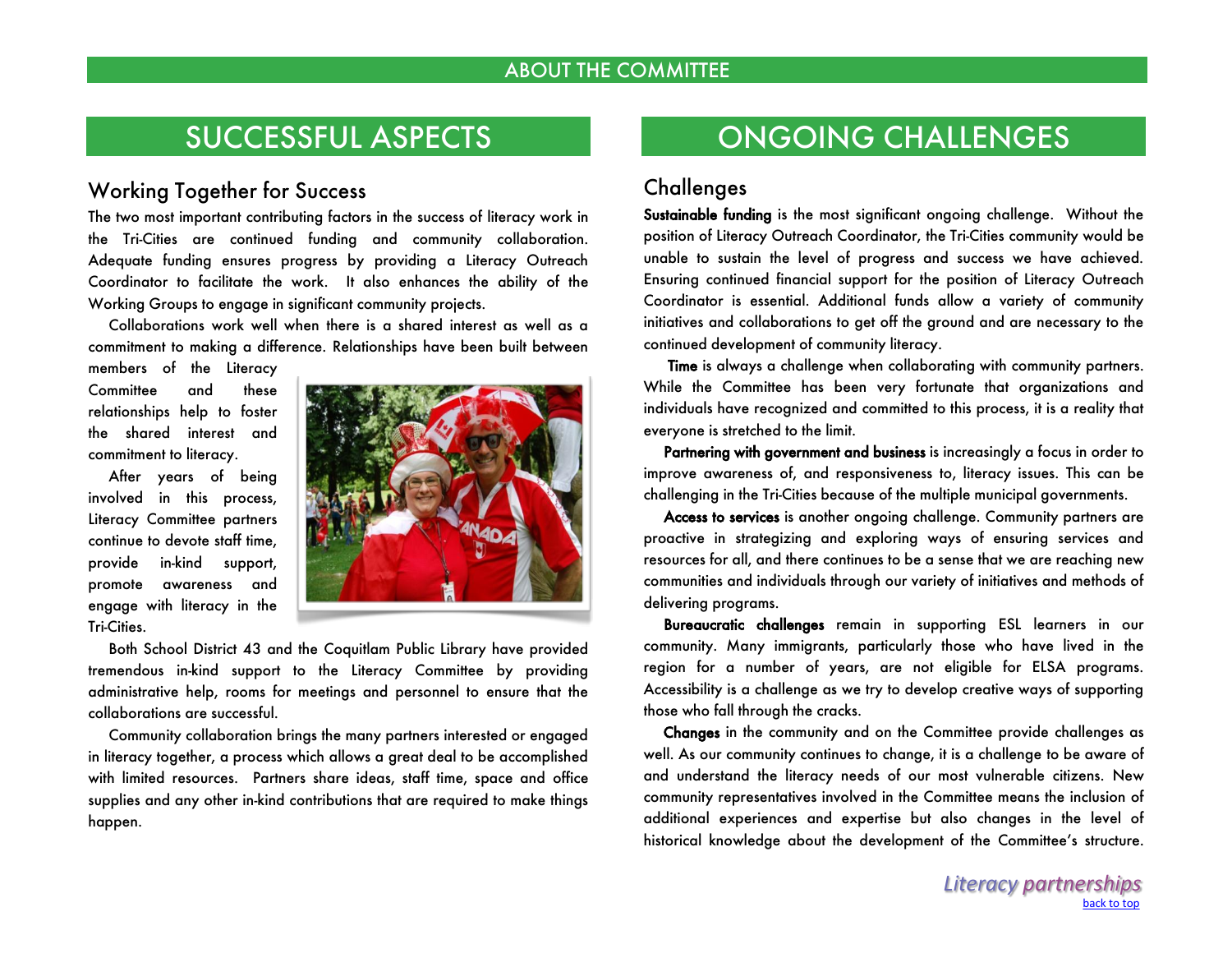ABOUT THE COMMITTEE

# SUCCESSFUL ASPECTS

## Working Together for Success

The two most important contributing factors in the success of literacy work in the Tri-Cities are continued funding and community collaboration. Adequate funding ensures progress by providing a Literacy Outreach Coordinator to facilitate the work. It also enhances the ability of the Working Groups to engage in significant community projects.

Collaborations work well when there is a shared interest as well as a commitment to making a difference. Relationships have been built between members of the Literacy Committee and these relationships help to foster the shared interest and commitment to literacy.

After years of being involved in this process, Literacy Committee partners continue to devote staff time, provide in-kind support, promote awareness and engage with literacy in the Tri-Cities.

Both School District 43 and the Coquitlam Public Library have provided tremendous in-kind support to the Literacy Committee by providing administrative help, rooms for meetings and personnel to ensure that the collaborations are successful.

Community collaboration brings the many partners interested or engaged in literacy together, a process which allows a great deal to be accomplished with limited resources. Partners share ideas, staff time, space and office supplies and any other in-kind contributions that are required to make things happen.

# ONGOING CHALLENGES

## Challenges

**Sustainable funding** is the most significant ongoing challenge. Without the position of Literacy Outreach Coordinator, the Tri-Cities community would be unable to sustain the level of progress and success we have achieved. Ensuring continued financial support for the position of Literacy Outreach Coordinator is essential. Additional funds allow a variety of community initiatives and collaborations to get off the ground and are necessary to the continued development of community literacy.

**Time** is always a challenge when collaborating with community partners. While the Committee has been very fortunate that organizations and individuals have recognized and committed to this process, it is a reality that everyone is stretched to the limit.

**Partnering with government and business** is increasingly a focus in order to improve awareness of, and responsiveness to, literacy issues. This can be challenging in the Tri-Cities because of the multiple municipal governments.

**Access to services** is another ongoing challenge. Community partners are proactive in strategizing and exploring ways of ensuring services and resources for all, and there continues to be a sense that we are reaching new communities and individuals through our variety of initiatives and methods of delivering programs.

**Bureaucratic challenges** remain in supporting ESL learners in our community. Many immigrants, particularly those who have lived in the region for a number of years, are not eligible for ELSA programs. Accessibility is a challenge as we try to develop creative ways of supporting those who fall through the cracks.

**Changes** in the community and on the Committee provide challenges as well. As our community continues to change, it is a challenge to be aware of and understand the literacy needs of our most vulnerable citizens. New community representatives involved in the Committee means the inclusion of additional experiences and expertise but also changes in the level of historical knowledge about the development of the Committee's structure.

*Literacy partnerships*

back to top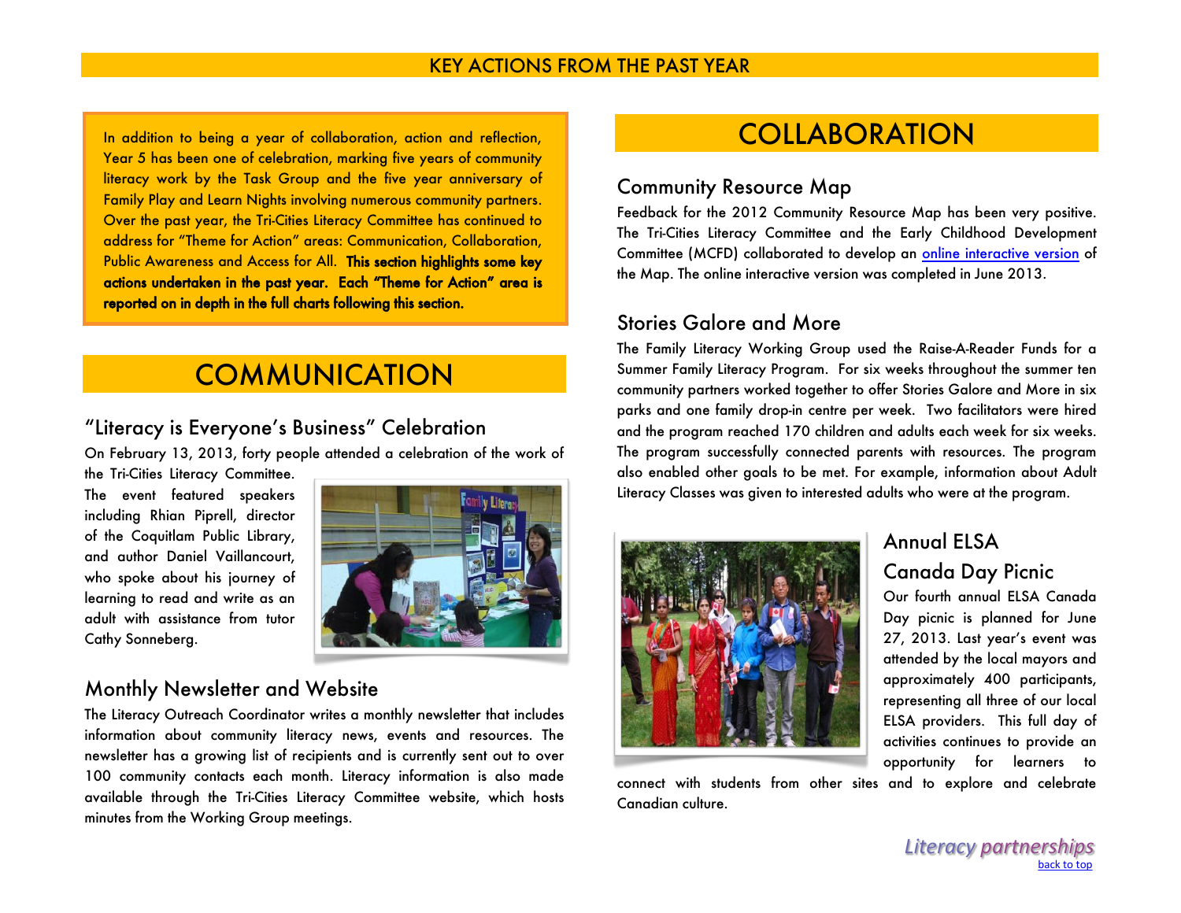# KEY ACTIONS FROM THE PAST YEAR

In addition to being a year of collaboration, action and reflection, Year 5 has been one of celebration, marking five years of community literacy work by the Task Group and the five year anniversary of Family Play and Learn Nights involving numerous community partners. Over the past year, the Tri-Cities Literacy Committee has continued to address for "Theme for Action" areas: Communication, Collaboration, Public Awareness and Access for All. **This section highlights some key actions undertaken in the past year. Each "Theme for Action" area is reported on in depth in the full charts following this section.**

## COMMUNICATION

### "Literacy is Everyone's Business" Celebration

On February 13, 2013, forty people attended a celebration of the work of the Tri-Cities Literacy Committee. The event featured speakers including Rhian Piprell, director of the Coquitlam Public Library, and author Daniel Vaillancourt, who spoke about his journey of learning to read and write as an adult with assistance from tutor Cathy Sonneberg.

### Monthly Newsletter and Website

The Literacy Outreach Coordinator writes a monthly newsletter that includes information about community literacy news, events and resources. The newsletter has a growing list of recipients and is currently sent out to over 100 community contacts each month. Literacy information is also made available through the Tri-Cities Literacy Committee website, which hosts minutes from the Working Group meetings.

## COLLABORATION

### Community Resource Map

Feedback for the 2012 Community Resource Map has been very positive. The Tri-Cities Literacy Committee and the Early Childhood Development Committee (MCFD) collaborated to develop an online interactive version of the Map. The online interactive version was completed in June 2013.

### Stories Galore and More

The Family Literacy Working Group used the Raise-A-Reader Funds for a Summer Family Literacy Program. For six weeks throughout the summer ten community partners worked together to offer Stories Galore and More in six parks and one family drop-in centre per week. Two facilitators were hired and the program reached 170 children and adults each week for six weeks. The program successfully connected parents with resources. The program also enabled other goals to be met. For example, information about Adult Literacy Classes was given to interested adults who were at the program.

### Annual ELSA Canada Day Picnic

Our fourth annual ELSA Canada Day picnic is planned for June 27, 2013. Last year's event was attended by the local mayors and approximately 400 participants, representing all three of our local ELSA providers. This full day of activities continues to provide an opportunity for learners to connect with students from other sites and to explore and celebrate Canadian culture.

*Literacy partnerships*

back to top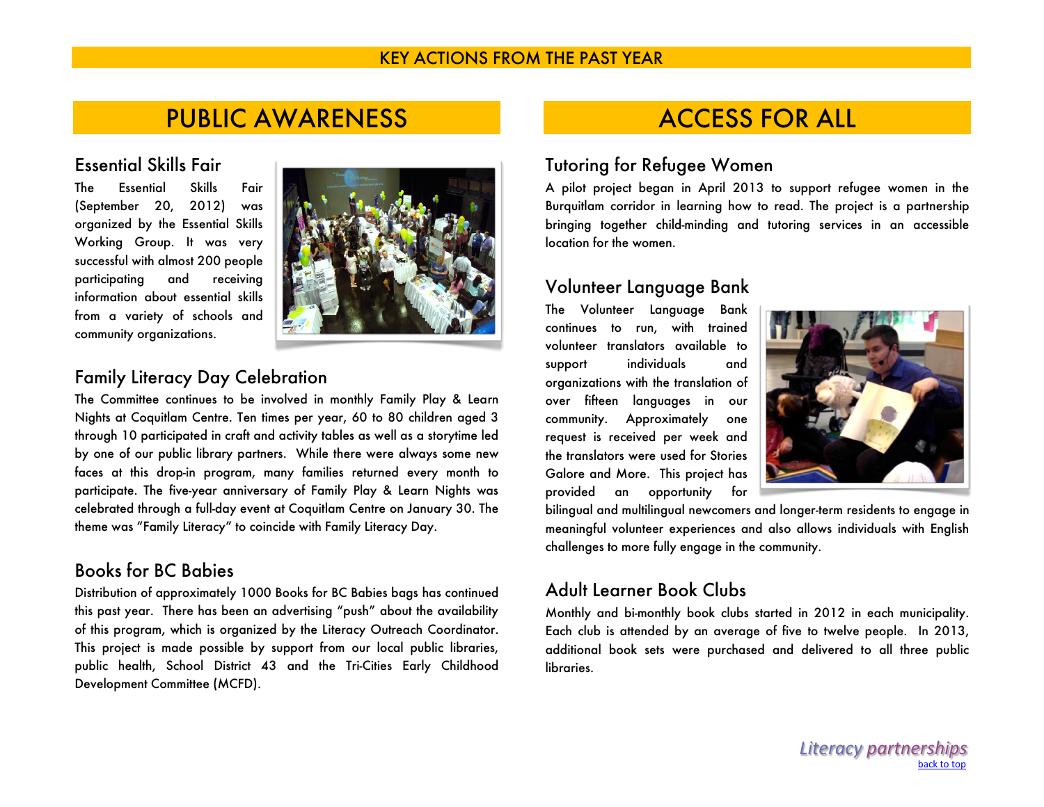# KEY ACTIONS FROM THE PAST YEAR

## PUBLIC AWARENESS

### Essential Skills Fair

The Essential Skills Fair (September 20, 2012) was organized by the Essential Skills Working Group. It was very successful with almost 200 people participating and receiving information about essential skills from a variety of schools and community organizations.

### Family Literacy Day Celebration

The Committee continues to be involved in monthly Family Play & Learn Nights at Coquitlam Centre. Ten times per year, 60 to 80 children aged 3 through 10 participated in craft and activity tables as well as a storytime led by one of our public library partners. While there were always some new faces at this drop-in program, many families returned every month to participate. The five-year anniversary of Family Play & Learn Nights was celebrated through a full-day event at Coquitlam Centre on January 30. The theme was "Family Literacy" to coincide with Family Literacy Day.

### Books for BC Babies

Distribution of approximately 1000 Books for BC Babies bags has continued this past year. There has been an advertising "push" about the availability of this program, which is organized by the Literacy Outreach Coordinator. This project is made possible by support from our local public libraries, public health, School District 43 and the Tri-Cities Early Childhood Development Committee (MCFD).

## ACCESS FOR ALL

### Tutoring for Refugee Women

A pilot project began in April 2013 to support refugee women in the Burquitlam corridor in learning how to read. The project is a partnership bringing together child-minding and tutoring services in an accessible location for the women.

### Volunteer Language Bank

The Volunteer Language Bank continues to run, with trained volunteer translators available to support individuals and organizations with the translation of over fifteen languages in our community. Approximately one request is received per week and the translators were used for Stories Galore and More. This project has provided an opportunity for bilingual and multilingual newcomers and longer-term residents to engage in meaningful volunteer experiences and also allows individuals with English challenges to more fully engage in the community.

### Adult Learner Book Clubs

Monthly and bi-monthly book clubs started in 2012 in each municipality. Each club is attended by an average of five to twelve people. In 2013, additional book sets were purchased and delivered to all three public libraries.

*Literacy partnerships*

back to top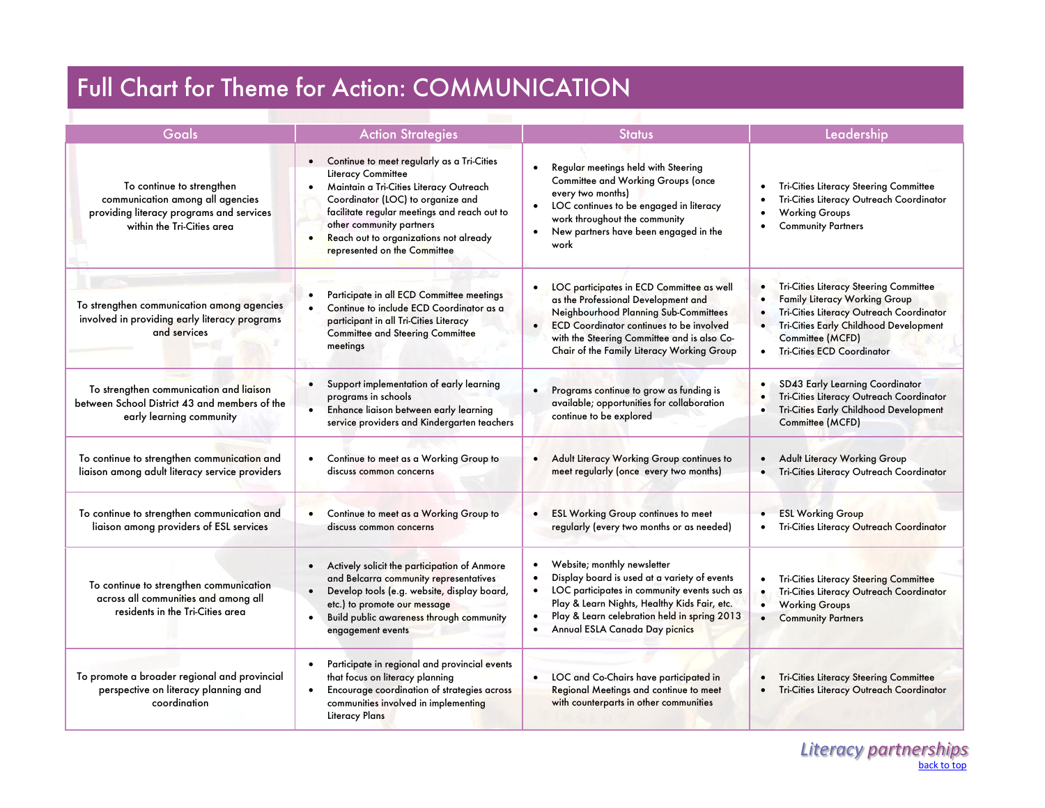# Full Chart for Theme for Action: COMMUNICATION

| Goals | Action Strategies | Status | Leadership |
|---|---|---|---|
| To continue to strengthen communication among all agencies providing literacy programs and services within the Tri-Cities area | • Continue to meet regularly as a Tri-Cities Literacy Committee<br>• Maintain a Tri-Cities Literacy Outreach Coordinator (LOC) to organize and facilitate regular meetings and reach out to other community partners<br>• Reach out to organizations not already represented on the Committee | • Regular meetings held with Steering Committee and Working Groups (once every two months)<br>• LOC continues to be engaged in literacy work throughout the community<br>• New partners have been engaged in the work | • Tri-Cities Literacy Steering Committee<br>• Tri-Cities Literacy Outreach Coordinator<br>• Working Groups<br>• Community Partners |
| To strengthen communication among agencies involved in providing early literacy programs and services | • Participate in all ECD Committee meetings<br>• Continue to include ECD Coordinator as a participant in all Tri-Cities Literacy Committee and Steering Committee meetings | • LOC participates in ECD Committee as well as the Professional Development and Neighbourhood Planning Sub-Committees<br>• ECD Coordinator continues to be involved with the Steering Committee and is also Co-Chair of the Family Literacy Working Group | • Tri-Cities Literacy Steering Committee<br>• Family Literacy Working Group<br>• Tri-Cities Literacy Outreach Coordinator<br>• Tri-Cities Early Childhood Development Committee (MCFD)<br>• Tri-Cities ECD Coordinator |
| To strengthen communication and liaison between School District 43 and members of the early learning community | • Support implementation of early learning programs in schools<br>• Enhance liaison between early learning service providers and Kindergarten teachers | • Programs continue to grow as funding is available; opportunities for collaboration continue to be explored | • SD43 Early Learning Coordinator<br>• Tri-Cities Literacy Outreach Coordinator<br>• Tri-Cities Early Childhood Development Committee (MCFD) |
| To continue to strengthen communication and liaison among adult literacy service providers | • Continue to meet as a Working Group to discuss common concerns | • Adult Literacy Working Group continues to meet regularly (once every two months) | • Adult Literacy Working Group<br>• Tri-Cities Literacy Outreach Coordinator |
| To continue to strengthen communication and liaison among providers of ESL services | • Continue to meet as a Working Group to discuss common concerns | • ESL Working Group continues to meet regularly (every two months or as needed) | • ESL Working Group<br>• Tri-Cities Literacy Outreach Coordinator |
| To continue to strengthen communication across all communities and among all residents in the Tri-Cities area | • Actively solicit the participation of Anmore and Belcarra community representatives<br>• Develop tools (e.g. website, display board, etc.) to promote our message<br>• Build public awareness through community engagement events | • Website; monthly newsletter<br>• Display board is used at a variety of events<br>• LOC participates in community events such as Play & Learn Nights, Healthy Kids Fair, etc.<br>• Play & Learn celebration held in spring 2013<br>• Annual ESLA Canada Day picnics | • Tri-Cities Literacy Steering Committee<br>• Tri-Cities Literacy Outreach Coordinator<br>• Working Groups<br>• Community Partners |
| To promote a broader regional and provincial perspective on literacy planning and coordination | • Participate in regional and provincial events that focus on literacy planning<br>• Encourage coordination of strategies across communities involved in implementing Literacy Plans | • LOC and Co-Chairs have participated in Regional Meetings and continue to meet with counterparts in other communities | • Tri-Cities Literacy Steering Committee<br>• Tri-Cities Literacy Outreach Coordinator |

*Literacy partnerships*

back to top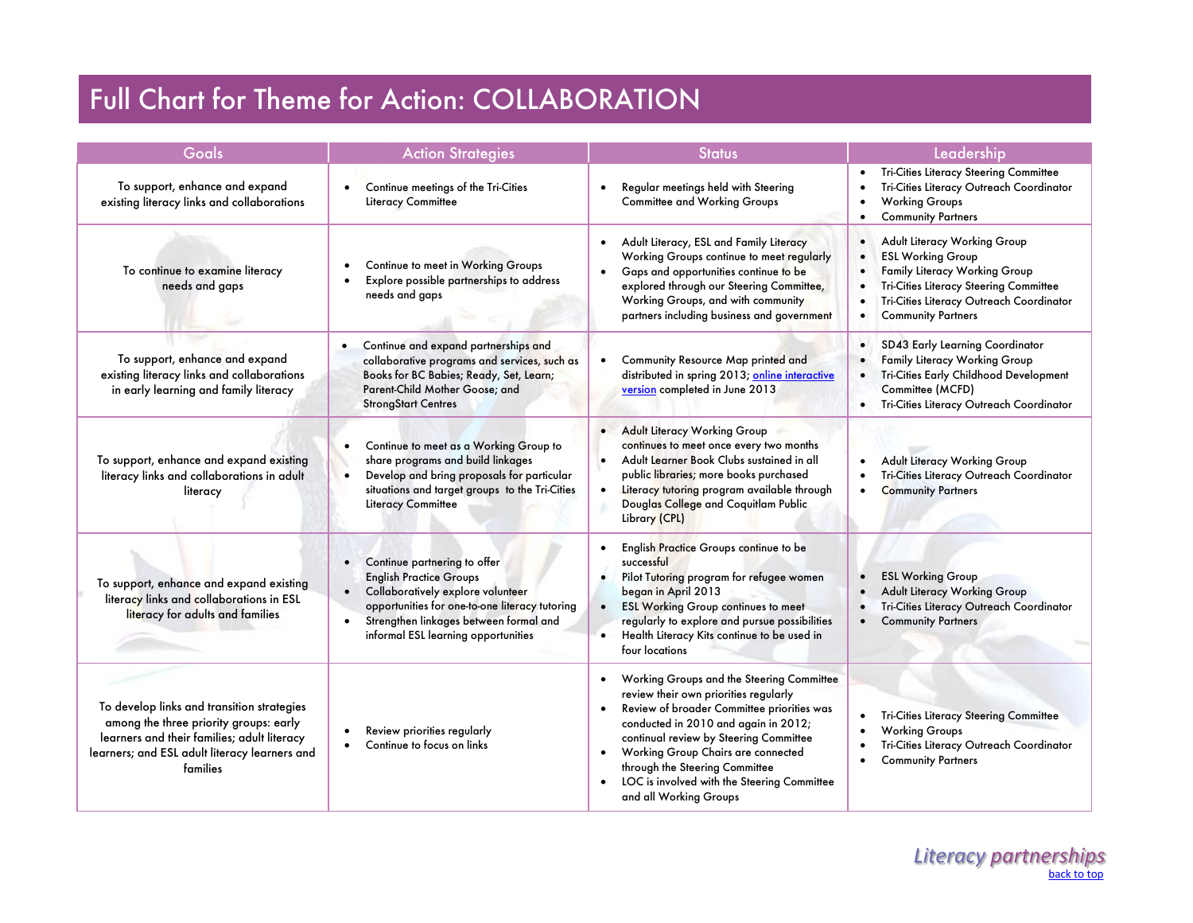# Full Chart for Theme for Action: COLLABORATION

| Goals | Action Strategies | Status | Leadership |
|---|---|---|---|
| To support, enhance and expand existing literacy links and collaborations | • Continue meetings of the Tri-Cities Literacy Committee | • Regular meetings held with Steering Committee and Working Groups | • Tri-Cities Literacy Steering Committee<br>• Tri-Cities Literacy Outreach Coordinator<br>• Working Groups<br>• Community Partners |
| To continue to examine literacy needs and gaps | • Continue to meet in Working Groups<br>• Explore possible partnerships to address needs and gaps | • Adult Literacy, ESL and Family Literacy Working Groups continue to meet regularly<br>• Gaps and opportunities continue to be explored through our Steering Committee, Working Groups, and with community partners including business and government | • Adult Literacy Working Group<br>• ESL Working Group<br>• Family Literacy Working Group<br>• Tri-Cities Literacy Steering Committee<br>• Tri-Cities Literacy Outreach Coordinator<br>• Community Partners |
| To support, enhance and expand existing literacy links and collaborations in early learning and family literacy | • Continue and expand partnerships and collaborative programs and services, such as Books for BC Babies; Ready, Set, Learn; Parent-Child Mother Goose; and StrongStart Centres | • Community Resource Map printed and distributed in spring 2013; online interactive version completed in June 2013 | • SD43 Early Learning Coordinator<br>• Family Literacy Working Group<br>• Tri-Cities Early Childhood Development Committee (MCFD)<br>• Tri-Cities Literacy Outreach Coordinator |
| To support, enhance and expand existing literacy links and collaborations in adult literacy | • Continue to meet as a Working Group to share programs and build linkages<br>• Develop and bring proposals for particular situations and target groups to the Tri-Cities Literacy Committee | • Adult Literacy Working Group continues to meet once every two months<br>• Adult Learner Book Clubs sustained in all public libraries; more books purchased<br>• Literacy tutoring program available through Douglas College and Coquitlam Public Library (CPL) | • Adult Literacy Working Group<br>• Tri-Cities Literacy Outreach Coordinator<br>• Community Partners |
| To support, enhance and expand existing literacy links and collaborations in ESL literacy for adults and families | • Continue partnering to offer English Practice Groups<br>• Collaboratively explore volunteer opportunities for one-to-one literacy tutoring<br>• Strengthen linkages between formal and informal ESL learning opportunities | • English Practice Groups continue to be successful<br>• Pilot Tutoring program for refugee women began in April 2013<br>• ESL Working Group continues to meet regularly to explore and pursue possibilities<br>• Health Literacy Kits continue to be used in four locations | • ESL Working Group<br>• Adult Literacy Working Group<br>• Tri-Cities Literacy Outreach Coordinator<br>• Community Partners |
| To develop links and transition strategies among the three priority groups: early learners and their families; adult literacy learners; and ESL adult literacy learners and families | • Review priorities regularly<br>• Continue to focus on links | • Working Groups and the Steering Committee review their own priorities regularly<br>• Review of broader Committee priorities was conducted in 2010 and again in 2012; continual review by Steering Committee<br>• Working Group Chairs are connected through the Steering Committee<br>• LOC is involved with the Steering Committee and all Working Groups | • Tri-Cities Literacy Steering Committee<br>• Working Groups<br>• Tri-Cities Literacy Outreach Coordinator<br>• Community Partners |

*Literacy partnerships*

back to top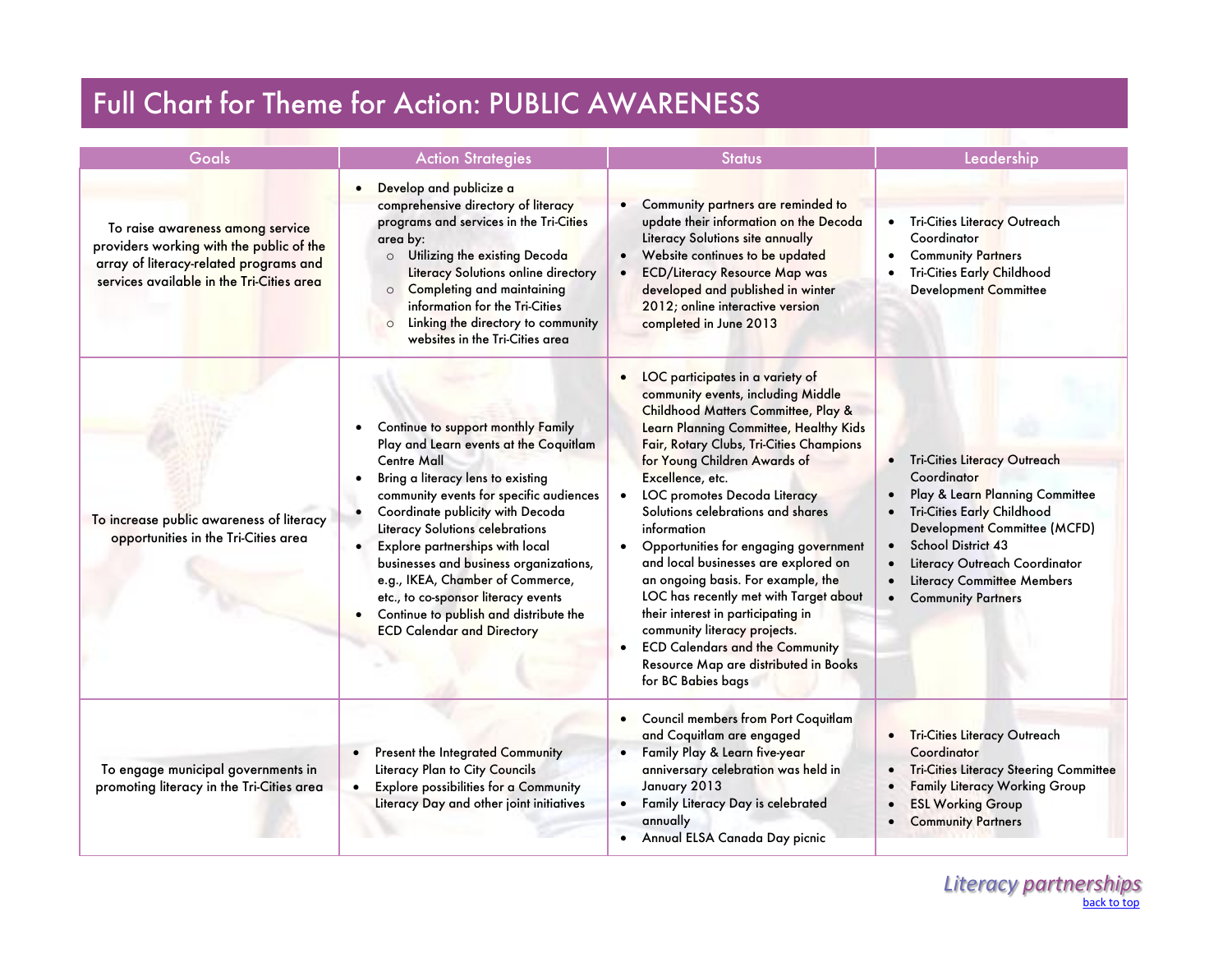# Full Chart for Theme for Action: PUBLIC AWARENESS

| Goals | Action Strategies | Status | Leadership |
|---|---|---|---|
| To raise awareness among service providers working with the public of the array of literacy-related programs and services available in the Tri-Cities area | • Develop and publicize a comprehensive directory of literacy programs and services in the Tri-Cities area by:<br>○ Utilizing the existing Decoda Literacy Solutions online directory<br>○ Completing and maintaining information for the Tri-Cities<br>○ Linking the directory to community websites in the Tri-Cities area | • Community partners are reminded to update their information on the Decoda Literacy Solutions site annually<br>• Website continues to be updated<br>• ECD/Literacy Resource Map was developed and published in winter 2012; online interactive version completed in June 2013 | • Tri-Cities Literacy Outreach Coordinator<br>• Community Partners<br>• Tri-Cities Early Childhood Development Committee |
| To increase public awareness of literacy opportunities in the Tri-Cities area | • Continue to support monthly Family Play and Learn events at the Coquitlam Centre Mall<br>• Bring a literacy lens to existing community events for specific audiences<br>• Coordinate publicity with Decoda Literacy Solutions celebrations<br>• Explore partnerships with local businesses and business organizations, e.g., IKEA, Chamber of Commerce, etc., to co-sponsor literacy events<br>• Continue to publish and distribute the ECD Calendar and Directory | • LOC participates in a variety of community events, including Middle Childhood Matters Committee, Play & Learn Planning Committee, Healthy Kids Fair, Rotary Clubs, Tri-Cities Champions for Young Children Awards of Excellence, etc.<br>• LOC promotes Decoda Literacy Solutions celebrations and shares information<br>• Opportunities for engaging government and local businesses are explored on an ongoing basis. For example, the LOC has recently met with Target about their interest in participating in community literacy projects.<br>• ECD Calendars and the Community Resource Map are distributed in Books for BC Babies bags | • Tri-Cities Literacy Outreach Coordinator<br>• Play & Learn Planning Committee<br>• Tri-Cities Early Childhood Development Committee (MCFD)<br>• School District 43<br>• Literacy Outreach Coordinator<br>• Literacy Committee Members<br>• Community Partners |
| To engage municipal governments in promoting literacy in the Tri-Cities area | • Present the Integrated Community Literacy Plan to City Councils<br>• Explore possibilities for a Community Literacy Day and other joint initiatives | • Council members from Port Coquitlam and Coquitlam are engaged<br>• Family Play & Learn five-year anniversary celebration was held in January 2013<br>• Family Literacy Day is celebrated annually<br>• Annual ELSA Canada Day picnic | • Tri-Cities Literacy Outreach Coordinator<br>• Tri-Cities Literacy Steering Committee<br>• Family Literacy Working Group<br>• ESL Working Group<br>• Community Partners |

*Literacy partnerships*

back to top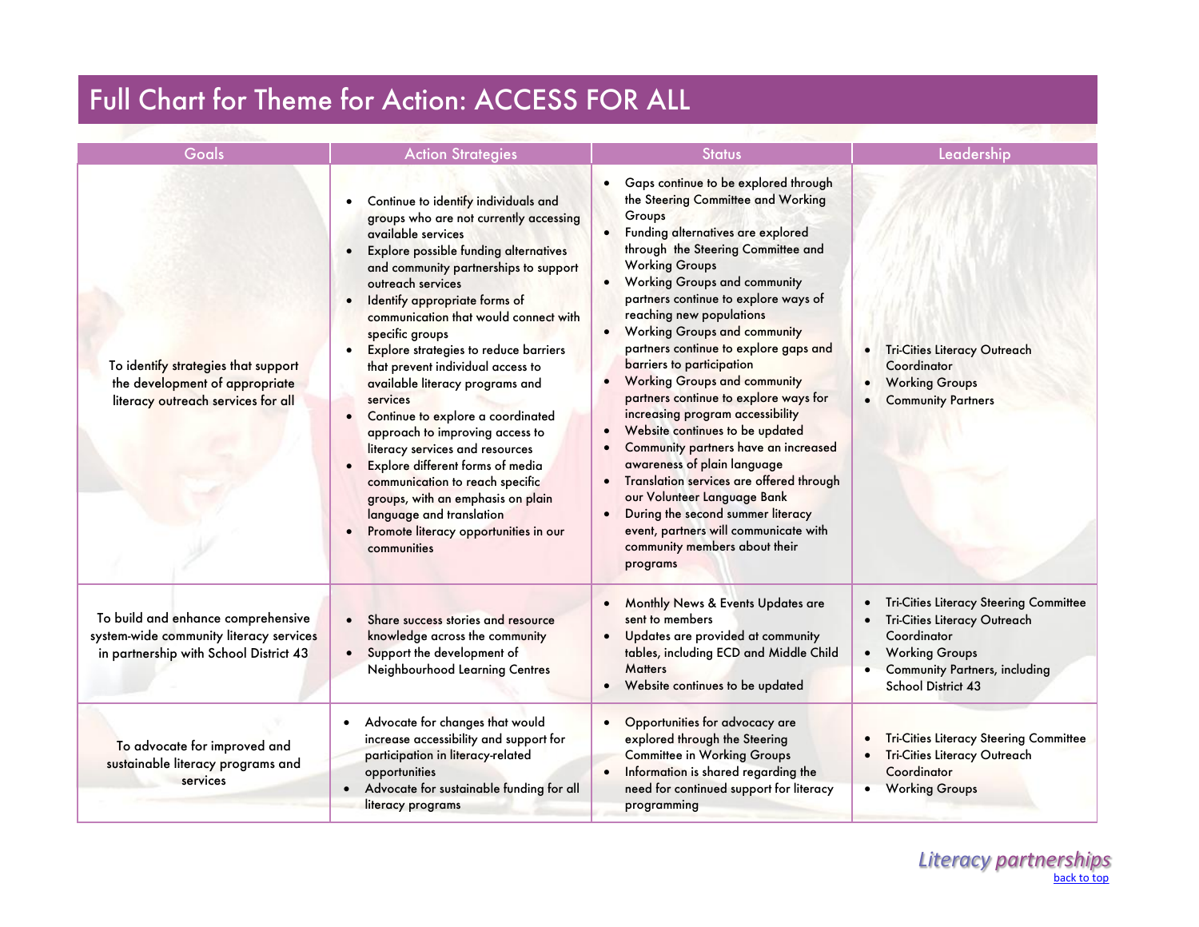# Full Chart for Theme for Action: ACCESS FOR ALL

| Goals | Action Strategies | Status | Leadership |
|---|---|---|---|
| To identify strategies that support the development of appropriate literacy outreach services for all | • Continue to identify individuals and groups who are not currently accessing available services<br>• Explore possible funding alternatives and community partnerships to support outreach services<br>• Identify appropriate forms of communication that would connect with specific groups<br>• Explore strategies to reduce barriers that prevent individual access to available literacy programs and services<br>• Continue to explore a coordinated approach to improving access to literacy services and resources<br>• Explore different forms of media communication to reach specific groups, with an emphasis on plain language and translation<br>• Promote literacy opportunities in our communities | • Gaps continue to be explored through the Steering Committee and Working Groups<br>• Funding alternatives are explored through the Steering Committee and Working Groups<br>• Working Groups and community partners continue to explore ways of reaching new populations<br>• Working Groups and community partners continue to explore gaps and barriers to participation<br>• Working Groups and community partners continue to explore ways for increasing program accessibility<br>• Website continues to be updated<br>• Community partners have an increased awareness of plain language<br>• Translation services are offered through our Volunteer Language Bank<br>• During the second summer literacy event, partners will communicate with community members about their programs | • Tri-Cities Literacy Outreach Coordinator<br>• Working Groups<br>• Community Partners |
| To build and enhance comprehensive system-wide community literacy services in partnership with School District 43 | • Share success stories and resource knowledge across the community<br>• Support the development of Neighbourhood Learning Centres | • Monthly News & Events Updates are sent to members<br>• Updates are provided at community tables, including ECD and Middle Child Matters<br>• Website continues to be updated | • Tri-Cities Literacy Steering Committee<br>• Tri-Cities Literacy Outreach Coordinator<br>• Working Groups<br>• Community Partners, including School District 43 |
| To advocate for improved and sustainable literacy programs and services | • Advocate for changes that would increase accessibility and support for participation in literacy-related opportunities<br>• Advocate for sustainable funding for all literacy programs | • Opportunities for advocacy are explored through the Steering Committee in Working Groups<br>• Information is shared regarding the need for continued support for literacy programming | • Tri-Cities Literacy Steering Committee<br>• Tri-Cities Literacy Outreach Coordinator<br>• Working Groups |

*Literacy partnerships*

back to top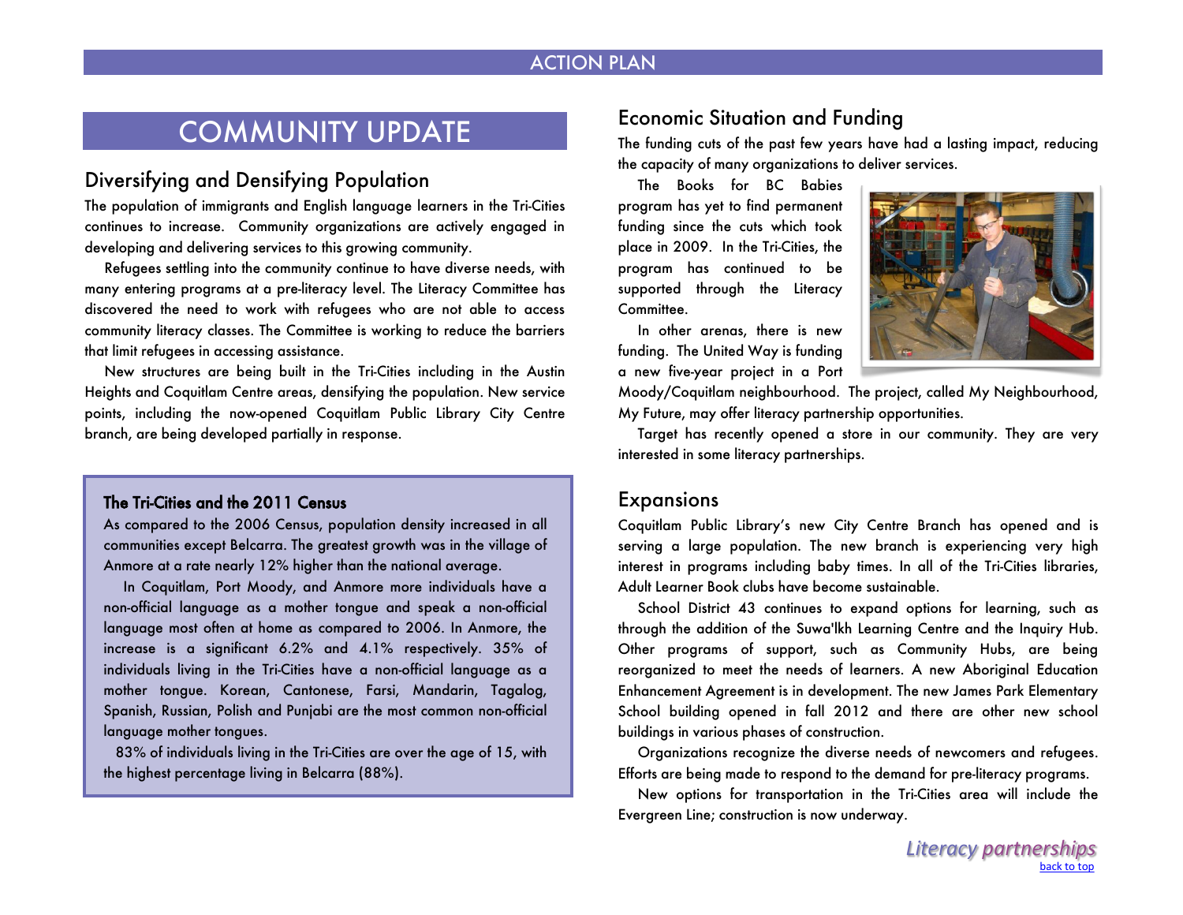# COMMUNITY UPDATE

## Diversifying and Densifying Population

The population of immigrants and English language learners in the Tri-Cities continues to increase. Community organizations are actively engaged in developing and delivering services to this growing community.

Refugees settling into the community continue to have diverse needs, with many entering programs at a pre-literacy level. The Literacy Committee has discovered the need to work with refugees who are not able to access community literacy classes. The Committee is working to reduce the barriers that limit refugees in accessing assistance.

New structures are being built in the Tri-Cities including in the Austin Heights and Coquitlam Centre areas, densifying the population. New service points, including the now-opened Coquitlam Public Library City Centre branch, are being developed partially in response.

### The Tri-Cities and the 2011 Census

As compared to the 2006 Census, population density increased in all communities except Belcarra. The greatest growth was in the village of Anmore at a rate nearly 12% higher than the national average.

In Coquitlam, Port Moody, and Anmore more individuals have a non-official language as a mother tongue and speak a non-official language most often at home as compared to 2006. In Anmore, the increase is a significant 6.2% and 4.1% respectively. 35% of individuals living in the Tri-Cities have a non-official language as a mother tongue. Korean, Cantonese, Farsi, Mandarin, Tagalog, Spanish, Russian, Polish and Punjabi are the most common non-official language mother tongues.

83% of individuals living in the Tri-Cities are over the age of 15, with the highest percentage living in Belcarra (88%).

## Economic Situation and Funding

The funding cuts of the past few years have had a lasting impact, reducing the capacity of many organizations to deliver services.

The Books for BC Babies program has yet to find permanent funding since the cuts which took place in 2009. In the Tri-Cities, the program has continued to be supported through the Literacy Committee.

In other arenas, there is new funding. The United Way is funding a new five-year project in a Port Moody/Coquitlam neighbourhood. The project, called My Neighbourhood, My Future, may offer literacy partnership opportunities.

Target has recently opened a store in our community. They are very interested in some literacy partnerships.

## Expansions

Coquitlam Public Library's new City Centre Branch has opened and is serving a large population. The new branch is experiencing very high interest in programs including baby times. In all of the Tri-Cities libraries, Adult Learner Book clubs have become sustainable.

School District 43 continues to expand options for learning, such as through the addition of the Suwa'lkh Learning Centre and the Inquiry Hub. Other programs of support, such as Community Hubs, are being reorganized to meet the needs of learners. A new Aboriginal Education Enhancement Agreement is in development. The new James Park Elementary School building opened in fall 2012 and there are other new school buildings in various phases of construction.

Organizations recognize the diverse needs of newcomers and refugees. Efforts are being made to respond to the demand for pre-literacy programs.

New options for transportation in the Tri-Cities area will include the Evergreen Line; construction is now underway.

*Literacy partnerships*

back to top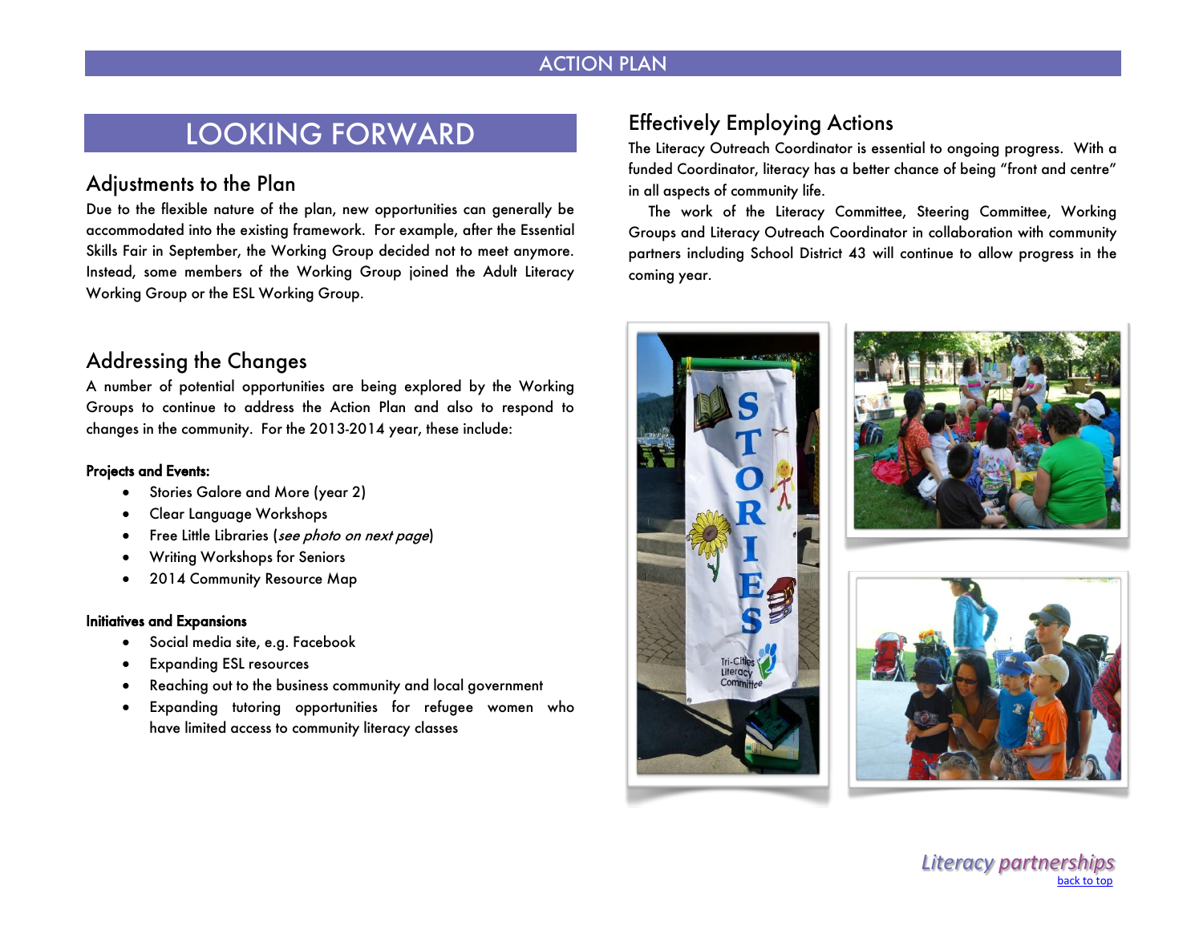# LOOKING FORWARD

## Adjustments to the Plan

Due to the flexible nature of the plan, new opportunities can generally be accommodated into the existing framework. For example, after the Essential Skills Fair in September, the Working Group decided not to meet anymore. Instead, some members of the Working Group joined the Adult Literacy Working Group or the ESL Working Group.

## Addressing the Changes

A number of potential opportunities are being explored by the Working Groups to continue to address the Action Plan and also to respond to changes in the community. For the 2013-2014 year, these include:

**Projects and Events:**

- Stories Galore and More (year 2)
- Clear Language Workshops
- Free Little Libraries (*see photo on next page*)
- Writing Workshops for Seniors
- 2014 Community Resource Map

**Initiatives and Expansions**

- Social media site, e.g. Facebook
- Expanding ESL resources
- Reaching out to the business community and local government
- Expanding tutoring opportunities for refugee women who have limited access to community literacy classes

## Effectively Employing Actions

The Literacy Outreach Coordinator is essential to ongoing progress. With a funded Coordinator, literacy has a better chance of being "front and centre" in all aspects of community life.

The work of the Literacy Committee, Steering Committee, Working Groups and Literacy Outreach Coordinator in collaboration with community partners including School District 43 will continue to allow progress in the coming year.

*Literacy partnerships*

back to top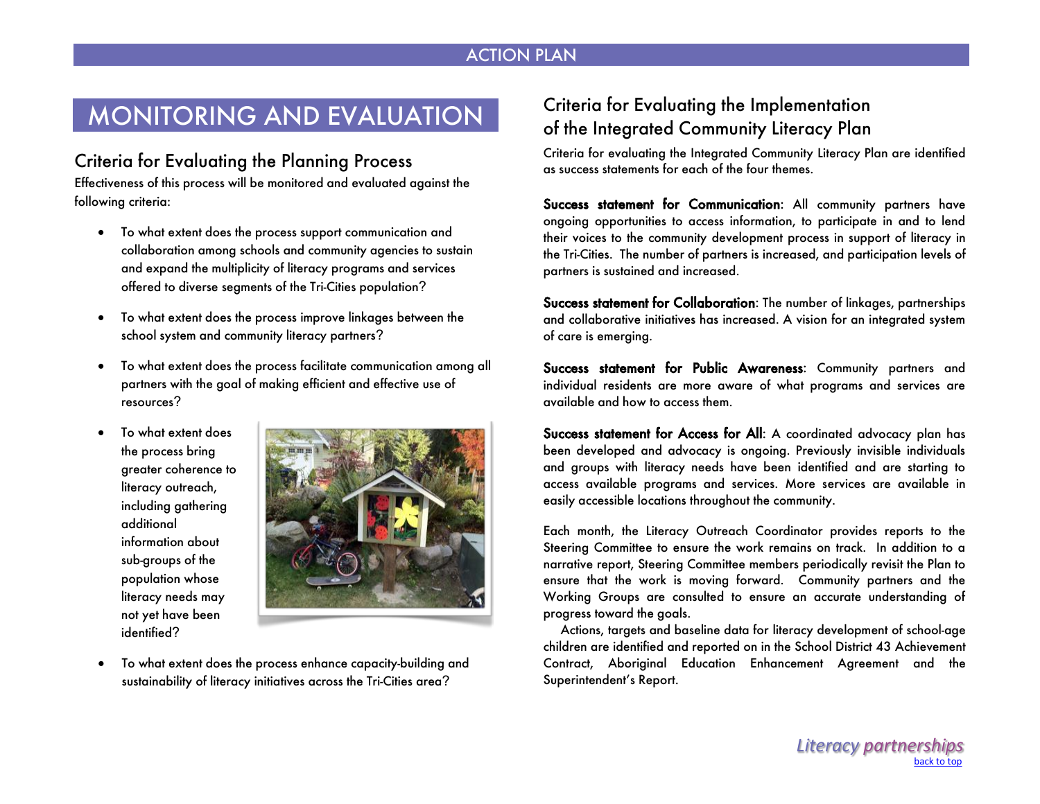# MONITORING AND EVALUATION

## Criteria for Evaluating the Planning Process

Effectiveness of this process will be monitored and evaluated against the following criteria:

- To what extent does the process support communication and collaboration among schools and community agencies to sustain and expand the multiplicity of literacy programs and services offered to diverse segments of the Tri-Cities population?
- To what extent does the process improve linkages between the school system and community literacy partners?
- To what extent does the process facilitate communication among all partners with the goal of making efficient and effective use of resources?
- To what extent does the process bring greater coherence to literacy outreach, including gathering additional information about sub-groups of the population whose literacy needs may not yet have been identified?
- To what extent does the process enhance capacity-building and sustainability of literacy initiatives across the Tri-Cities area?

## Criteria for Evaluating the Implementation of the Integrated Community Literacy Plan

Criteria for evaluating the Integrated Community Literacy Plan are identified as success statements for each of the four themes.

**Success statement for Communication**: All community partners have ongoing opportunities to access information, to participate in and to lend their voices to the community development process in support of literacy in the Tri-Cities. The number of partners is increased, and participation levels of partners is sustained and increased.

**Success statement for Collaboration**: The number of linkages, partnerships and collaborative initiatives has increased. A vision for an integrated system of care is emerging.

**Success statement for Public Awareness**: Community partners and individual residents are more aware of what programs and services are available and how to access them.

**Success statement for Access for All**: A coordinated advocacy plan has been developed and advocacy is ongoing. Previously invisible individuals and groups with literacy needs have been identified and are starting to access available programs and services. More services are available in easily accessible locations throughout the community.

Each month, the Literacy Outreach Coordinator provides reports to the Steering Committee to ensure the work remains on track. In addition to a narrative report, Steering Committee members periodically revisit the Plan to ensure that the work is moving forward. Community partners and the Working Groups are consulted to ensure an accurate understanding of progress toward the goals.

Actions, targets and baseline data for literacy development of school-age children are identified and reported on in the School District 43 Achievement Contract, Aboriginal Education Enhancement Agreement and the Superintendent's Report.

*Literacy partnerships*

back to top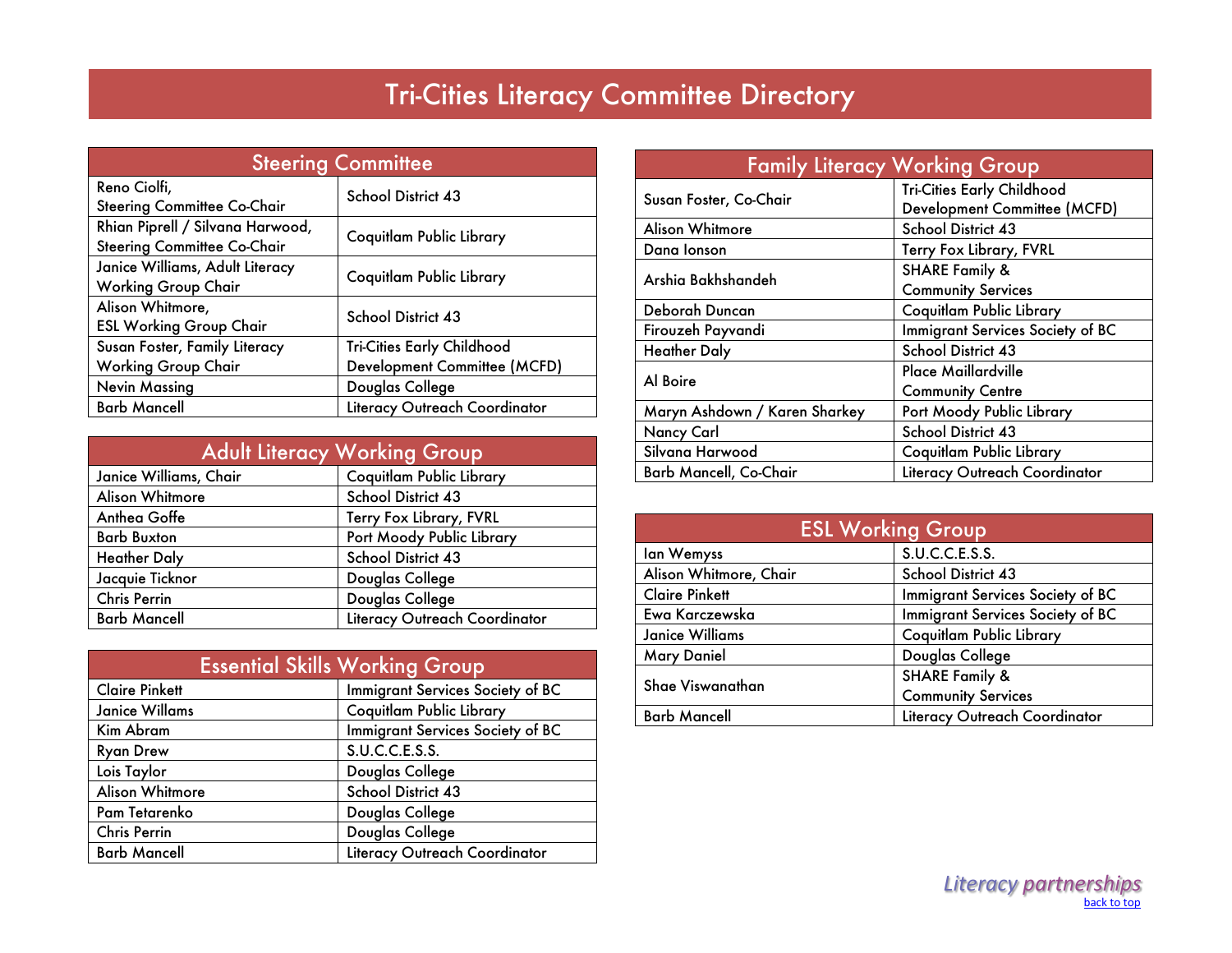# Tri-Cities Literacy Committee Directory

## Steering Committee

| | |
|---|---|
| Reno Ciolfi, Steering Committee Co-Chair | School District 43 |
| Rhian Piprell / Silvana Harwood, Steering Committee Co-Chair | Coquitlam Public Library |
| Janice Williams, Adult Literacy Working Group Chair | Coquitlam Public Library |
| Alison Whitmore, ESL Working Group Chair | School District 43 |
| Susan Foster, Family Literacy Working Group Chair | Tri-Cities Early Childhood Development Committee (MCFD) |
| Nevin Massing | Douglas College |
| Barb Mancell | Literacy Outreach Coordinator |

## Adult Literacy Working Group

| | |
|---|---|
| Janice Williams, Chair | Coquitlam Public Library |
| Alison Whitmore | School District 43 |
| Anthea Goffe | Terry Fox Library, FVRL |
| Barb Buxton | Port Moody Public Library |
| Heather Daly | School District 43 |
| Jacquie Ticknor | Douglas College |
| Chris Perrin | Douglas College |
| Barb Mancell | Literacy Outreach Coordinator |

## Essential Skills Working Group

| | |
|---|---|
| Claire Pinkett | Immigrant Services Society of BC |
| Janice Willams | Coquitlam Public Library |
| Kim Abram | Immigrant Services Society of BC |
| Ryan Drew | S.U.C.C.E.S.S. |
| Lois Taylor | Douglas College |
| Alison Whitmore | School District 43 |
| Pam Tetarenko | Douglas College |
| Chris Perrin | Douglas College |
| Barb Mancell | Literacy Outreach Coordinator |

## Family Literacy Working Group

| | |
|---|---|
| Susan Foster, Co-Chair | Tri-Cities Early Childhood Development Committee (MCFD) |
| Alison Whitmore | School District 43 |
| Dana Ionson | Terry Fox Library, FVRL |
| Arshia Bakhshandeh | SHARE Family & Community Services |
| Deborah Duncan | Coquitlam Public Library |
| Firouzeh Payvandi | Immigrant Services Society of BC |
| Heather Daly | School District 43 |
| Al Boire | Place Maillardville Community Centre |
| Maryn Ashdown / Karen Sharkey | Port Moody Public Library |
| Nancy Carl | School District 43 |
| Silvana Harwood | Coquitlam Public Library |
| Barb Mancell, Co-Chair | Literacy Outreach Coordinator |

## ESL Working Group

| | |
|---|---|
| Ian Wemyss | S.U.C.C.E.S.S. |
| Alison Whitmore, Chair | School District 43 |
| Claire Pinkett | Immigrant Services Society of BC |
| Ewa Karczewska | Immigrant Services Society of BC |
| Janice Williams | Coquitlam Public Library |
| Mary Daniel | Douglas College |
| Shae Viswanathan | SHARE Family & Community Services |
| Barb Mancell | Literacy Outreach Coordinator |

*Literacy partnerships*

back to top